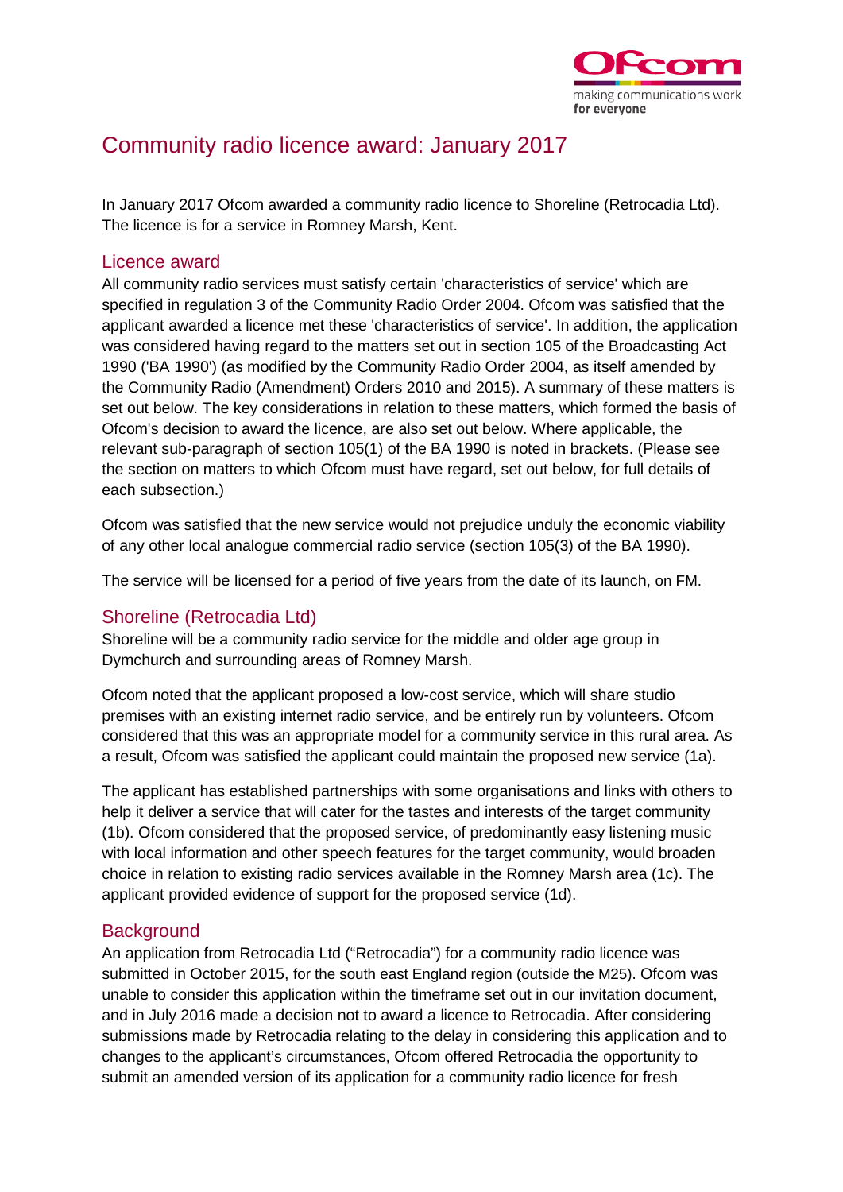# Community radio licence award: January 2017

In January 2017 Ofcom awarded a community radio licence to Shoreline (Retrocadia Ltd). The licence is for a service in Romney Marsh, Kent.

## Licence award

All community radio services must satisfy certain 'characteristics of service' which are specified in regulation 3 of the Community Radio Order 2004. Ofcom was satisfied that the applicant awarded a licence met these 'characteristics of service'. In addition, the application was considered having regard to the matters set out in section 105 of the Broadcasting Act 1990 ('BA 1990') (as modified by the Community Radio Order 2004, as itself amended by the Community Radio (Amendment) Orders 2010 and 2015). A summary of these matters is set out below. The key considerations in relation to these matters, which formed the basis of Ofcom's decision to award the licence, are also set out below. Where applicable, the relevant sub-paragraph of section 105(1) of the BA 1990 is noted in brackets. (Please see the section on matters to which Ofcom must have regard, set out below, for full details of each subsection.)

Ofcom was satisfied that the new service would not prejudice unduly the economic viability of any other local analogue commercial radio service (section 105(3) of the BA 1990).

The service will be licensed for a period of five years from the date of its launch, on FM.

## Shoreline (Retrocadia Ltd)

Shoreline will be a community radio service for the middle and older age group in Dymchurch and surrounding areas of Romney Marsh.

Ofcom noted that the applicant proposed a low-cost service, which will share studio premises with an existing internet radio service, and be entirely run by volunteers. Ofcom considered that this was an appropriate model for a community service in this rural area. As a result, Ofcom was satisfied the applicant could maintain the proposed new service (1a).

The applicant has established partnerships with some organisations and links with others to help it deliver a service that will cater for the tastes and interests of the target community (1b). Ofcom considered that the proposed service, of predominantly easy listening music with local information and other speech features for the target community, would broaden choice in relation to existing radio services available in the Romney Marsh area (1c). The applicant provided evidence of support for the proposed service (1d).

## Background

An application from Retrocadia Ltd ("Retrocadia") for a community radio licence was submitted in October 2015, for the south east England region (outside the M25). Ofcom was unable to consider this application within the timeframe set out in our invitation document, and in July 2016 made a decision not to award a licence to Retrocadia. After considering submissions made by Retrocadia relating to the delay in considering this application and to changes to the applicant's circumstances, Ofcom offered Retrocadia the opportunity to submit an amended version of its application for a community radio licence for fresh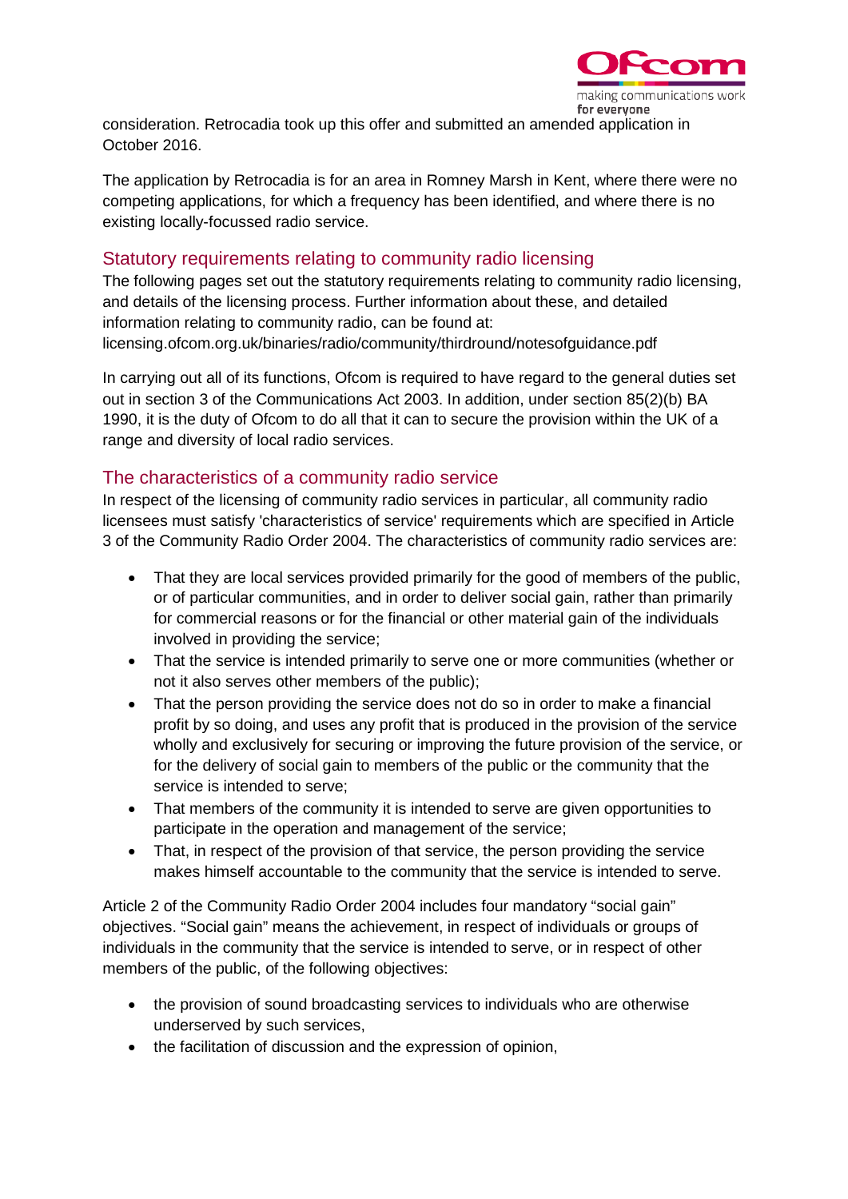consideration. Retrocadia took up this offer and submitted an amended application in October 2016.

The application by Retrocadia is for an area in Romney Marsh in Kent, where there were no competing applications, for which a frequency has been identified, and where there is no existing locally-focussed radio service.

## Statutory requirements relating to community radio licensing

The following pages set out the statutory requirements relating to community radio licensing, and details of the licensing process. Further information about these, and detailed information relating to community radio, can be found at: licensing.ofcom.org.uk/binaries/radio/community/thirdround/notesofguidance.pdf

In carrying out all of its functions, Ofcom is required to have regard to the general duties set out in section 3 of the Communications Act 2003. In addition, under section 85(2)(b) BA 1990, it is the duty of Ofcom to do all that it can to secure the provision within the UK of a range and diversity of local radio services.

## The characteristics of a community radio service

In respect of the licensing of community radio services in particular, all community radio licensees must satisfy 'characteristics of service' requirements which are specified in Article 3 of the Community Radio Order 2004. The characteristics of community radio services are:

- That they are local services provided primarily for the good of members of the public, or of particular communities, and in order to deliver social gain, rather than primarily for commercial reasons or for the financial or other material gain of the individuals involved in providing the service;
- That the service is intended primarily to serve one or more communities (whether or not it also serves other members of the public);
- That the person providing the service does not do so in order to make a financial profit by so doing, and uses any profit that is produced in the provision of the service wholly and exclusively for securing or improving the future provision of the service, or for the delivery of social gain to members of the public or the community that the service is intended to serve;
- That members of the community it is intended to serve are given opportunities to participate in the operation and management of the service;
- That, in respect of the provision of that service, the person providing the service makes himself accountable to the community that the service is intended to serve.

Article 2 of the Community Radio Order 2004 includes four mandatory "social gain" objectives. "Social gain" means the achievement, in respect of individuals or groups of individuals in the community that the service is intended to serve, or in respect of other members of the public, of the following objectives:

- the provision of sound broadcasting services to individuals who are otherwise underserved by such services,
- the facilitation of discussion and the expression of opinion,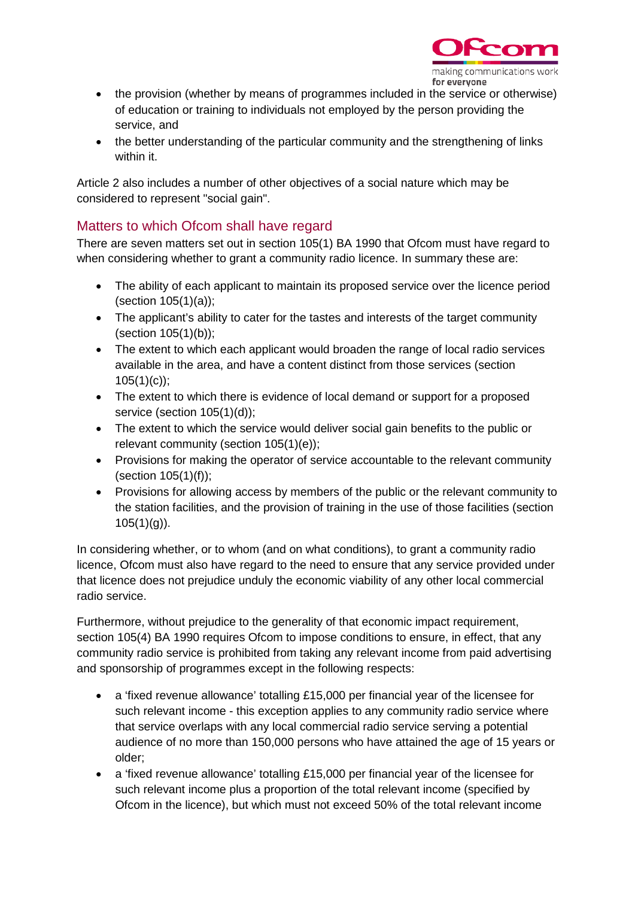- the provision (whether by means of programmes included in the service or otherwise) of education or training to individuals not employed by the person providing the service, and
- the better understanding of the particular community and the strengthening of links within it.

Article 2 also includes a number of other objectives of a social nature which may be considered to represent "social gain".

## Matters to which Ofcom shall have regard

There are seven matters set out in section 105(1) BA 1990 that Ofcom must have regard to when considering whether to grant a community radio licence. In summary these are:

- The ability of each applicant to maintain its proposed service over the licence period (section 105(1)(a));
- The applicant's ability to cater for the tastes and interests of the target community (section 105(1)(b));
- The extent to which each applicant would broaden the range of local radio services available in the area, and have a content distinct from those services (section 105(1)(c));
- The extent to which there is evidence of local demand or support for a proposed service (section 105(1)(d));
- The extent to which the service would deliver social gain benefits to the public or relevant community (section 105(1)(e));
- Provisions for making the operator of service accountable to the relevant community (section 105(1)(f));
- Provisions for allowing access by members of the public or the relevant community to the station facilities, and the provision of training in the use of those facilities (section 105(1)(g)).

In considering whether, or to whom (and on what conditions), to grant a community radio licence, Ofcom must also have regard to the need to ensure that any service provided under that licence does not prejudice unduly the economic viability of any other local commercial radio service.

Furthermore, without prejudice to the generality of that economic impact requirement, section 105(4) BA 1990 requires Ofcom to impose conditions to ensure, in effect, that any community radio service is prohibited from taking any relevant income from paid advertising and sponsorship of programmes except in the following respects:

- a 'fixed revenue allowance' totalling £15,000 per financial year of the licensee for such relevant income - this exception applies to any community radio service where that service overlaps with any local commercial radio service serving a potential audience of no more than 150,000 persons who have attained the age of 15 years or older;
- a 'fixed revenue allowance' totalling £15,000 per financial year of the licensee for such relevant income plus a proportion of the total relevant income (specified by Ofcom in the licence), but which must not exceed 50% of the total relevant income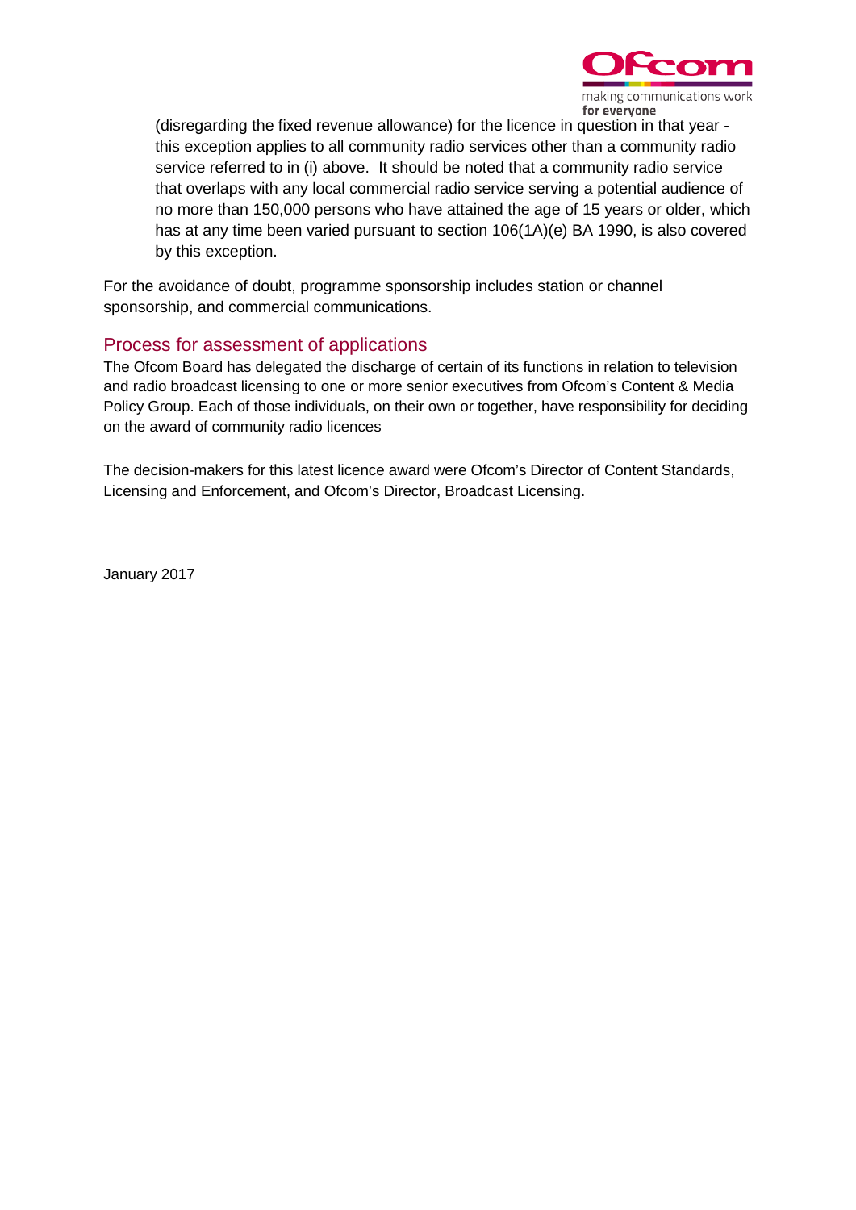(disregarding the fixed revenue allowance) for the licence in question in that year - this exception applies to all community radio services other than a community radio service referred to in (i) above. It should be noted that a community radio service that overlaps with any local commercial radio service serving a potential audience of no more than 150,000 persons who have attained the age of 15 years or older, which has at any time been varied pursuant to section 106(1A)(e) BA 1990, is also covered by this exception.

For the avoidance of doubt, programme sponsorship includes station or channel sponsorship, and commercial communications.

## Process for assessment of applications

The Ofcom Board has delegated the discharge of certain of its functions in relation to television and radio broadcast licensing to one or more senior executives from Ofcom's Content & Media Policy Group. Each of those individuals, on their own or together, have responsibility for deciding on the award of community radio licences

The decision-makers for this latest licence award were Ofcom's Director of Content Standards, Licensing and Enforcement, and Ofcom's Director, Broadcast Licensing.

January 2017